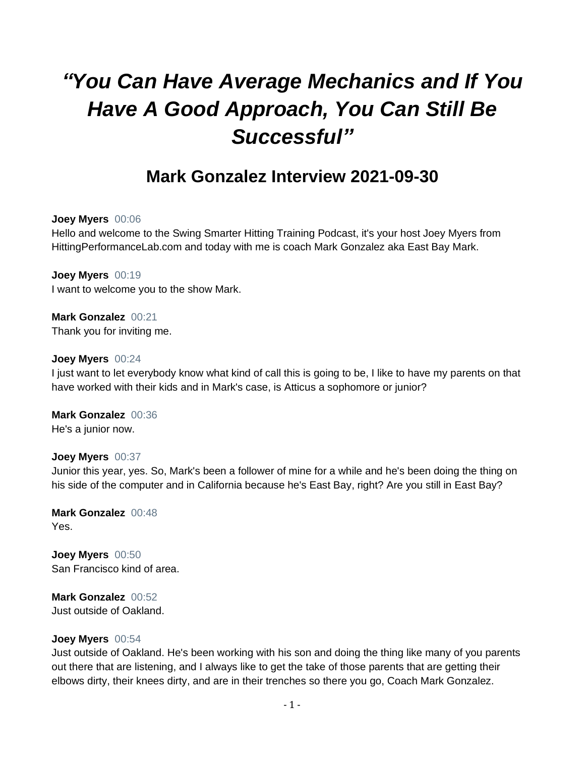# *"You Can Have Average Mechanics and If You Have A Good Approach, You Can Still Be Successful"*

## Mark Gonzalez Interview 2021-09-30

**Joey Myers** 00:06
Hello and welcome to the Swing Smarter Hitting Training Podcast, it's your host Joey Myers from HittingPerformanceLab.com and today with me is coach Mark Gonzalez aka East Bay Mark.

**Joey Myers** 00:19
I want to welcome you to the show Mark.

**Mark Gonzalez** 00:21
Thank you for inviting me.

**Joey Myers** 00:24
I just want to let everybody know what kind of call this is going to be, I like to have my parents on that have worked with their kids and in Mark's case, is Atticus a sophomore or junior?

**Mark Gonzalez** 00:36
He's a junior now.

**Joey Myers** 00:37
Junior this year, yes. So, Mark's been a follower of mine for a while and he's been doing the thing on his side of the computer and in California because he's East Bay, right? Are you still in East Bay?

**Mark Gonzalez** 00:48
Yes.

**Joey Myers** 00:50
San Francisco kind of area.

**Mark Gonzalez** 00:52
Just outside of Oakland.

**Joey Myers** 00:54
Just outside of Oakland. He's been working with his son and doing the thing like many of you parents out there that are listening, and I always like to get the take of those parents that are getting their elbows dirty, their knees dirty, and are in their trenches so there you go, Coach Mark Gonzalez.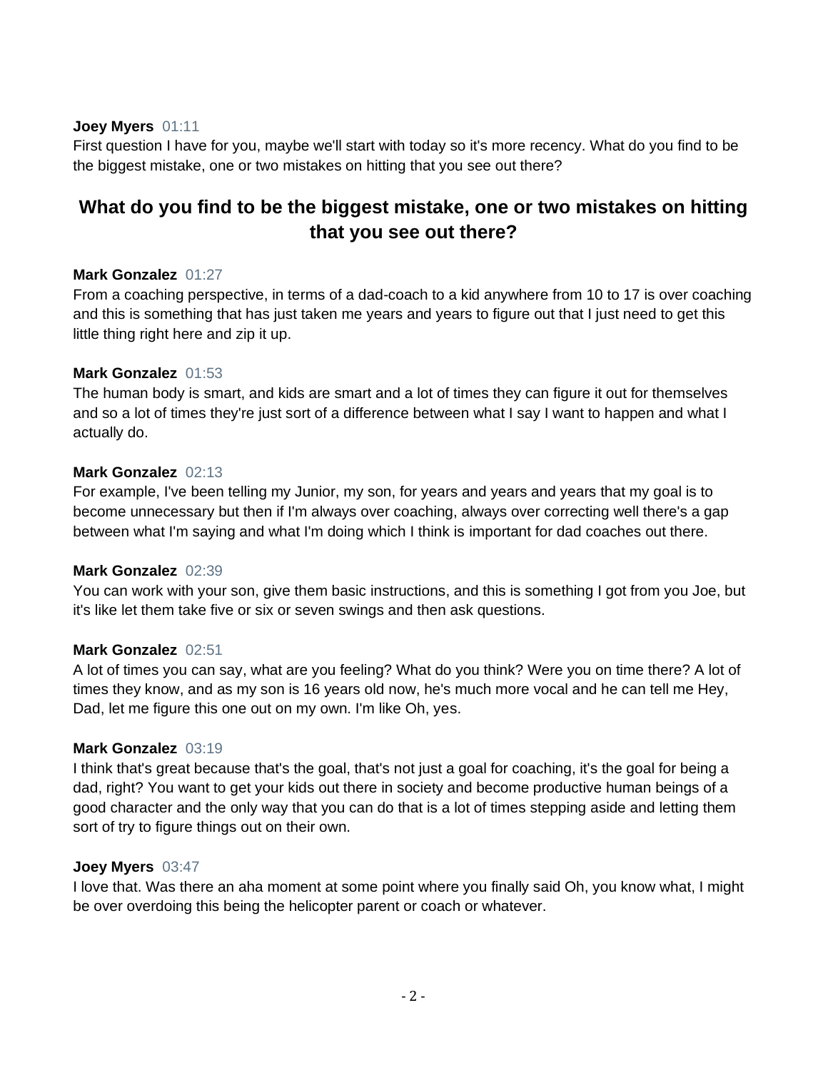**Joey Myers** 01:11
First question I have for you, maybe we'll start with today so it's more recency. What do you find to be the biggest mistake, one or two mistakes on hitting that you see out there?

## What do you find to be the biggest mistake, one or two mistakes on hitting that you see out there?

**Mark Gonzalez** 01:27
From a coaching perspective, in terms of a dad-coach to a kid anywhere from 10 to 17 is over coaching and this is something that has just taken me years and years to figure out that I just need to get this little thing right here and zip it up.

**Mark Gonzalez** 01:53
The human body is smart, and kids are smart and a lot of times they can figure it out for themselves and so a lot of times they're just sort of a difference between what I say I want to happen and what I actually do.

**Mark Gonzalez** 02:13
For example, I've been telling my Junior, my son, for years and years and years that my goal is to become unnecessary but then if I'm always over coaching, always over correcting well there's a gap between what I'm saying and what I'm doing which I think is important for dad coaches out there.

**Mark Gonzalez** 02:39
You can work with your son, give them basic instructions, and this is something I got from you Joe, but it's like let them take five or six or seven swings and then ask questions.

**Mark Gonzalez** 02:51
A lot of times you can say, what are you feeling? What do you think? Were you on time there? A lot of times they know, and as my son is 16 years old now, he's much more vocal and he can tell me Hey, Dad, let me figure this one out on my own. I'm like Oh, yes.

**Mark Gonzalez** 03:19
I think that's great because that's the goal, that's not just a goal for coaching, it's the goal for being a dad, right? You want to get your kids out there in society and become productive human beings of a good character and the only way that you can do that is a lot of times stepping aside and letting them sort of try to figure things out on their own.

**Joey Myers** 03:47
I love that. Was there an aha moment at some point where you finally said Oh, you know what, I might be over overdoing this being the helicopter parent or coach or whatever.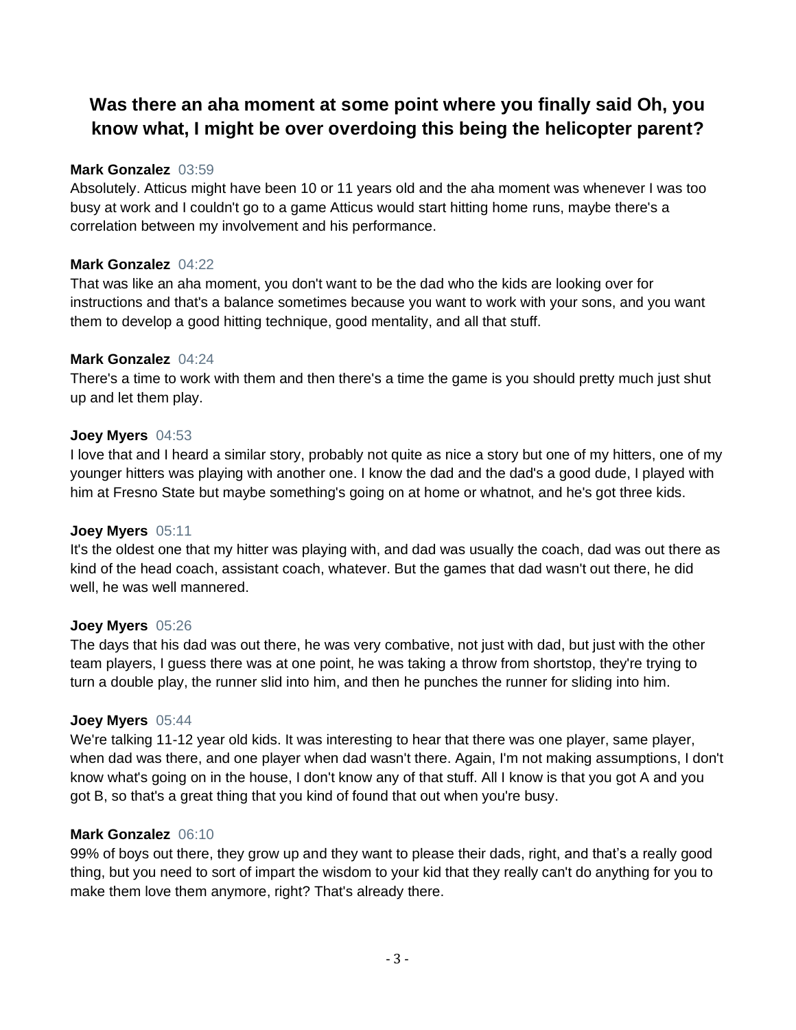## Was there an aha moment at some point where you finally said Oh, you know what, I might be over overdoing this being the helicopter parent?

**Mark Gonzalez** 03:59
Absolutely. Atticus might have been 10 or 11 years old and the aha moment was whenever I was too busy at work and I couldn't go to a game Atticus would start hitting home runs, maybe there's a correlation between my involvement and his performance.

**Mark Gonzalez** 04:22
That was like an aha moment, you don't want to be the dad who the kids are looking over for instructions and that's a balance sometimes because you want to work with your sons, and you want them to develop a good hitting technique, good mentality, and all that stuff.

**Mark Gonzalez** 04:24
There's a time to work with them and then there's a time the game is you should pretty much just shut up and let them play.

**Joey Myers** 04:53
I love that and I heard a similar story, probably not quite as nice a story but one of my hitters, one of my younger hitters was playing with another one. I know the dad and the dad's a good dude, I played with him at Fresno State but maybe something's going on at home or whatnot, and he's got three kids.

**Joey Myers** 05:11
It's the oldest one that my hitter was playing with, and dad was usually the coach, dad was out there as kind of the head coach, assistant coach, whatever. But the games that dad wasn't out there, he did well, he was well mannered.

**Joey Myers** 05:26
The days that his dad was out there, he was very combative, not just with dad, but just with the other team players, I guess there was at one point, he was taking a throw from shortstop, they're trying to turn a double play, the runner slid into him, and then he punches the runner for sliding into him.

**Joey Myers** 05:44
We're talking 11-12 year old kids. It was interesting to hear that there was one player, same player, when dad was there, and one player when dad wasn't there. Again, I'm not making assumptions, I don't know what's going on in the house, I don't know any of that stuff. All I know is that you got A and you got B, so that's a great thing that you kind of found that out when you're busy.

**Mark Gonzalez** 06:10
99% of boys out there, they grow up and they want to please their dads, right, and that's a really good thing, but you need to sort of impart the wisdom to your kid that they really can't do anything for you to make them love them anymore, right? That's already there.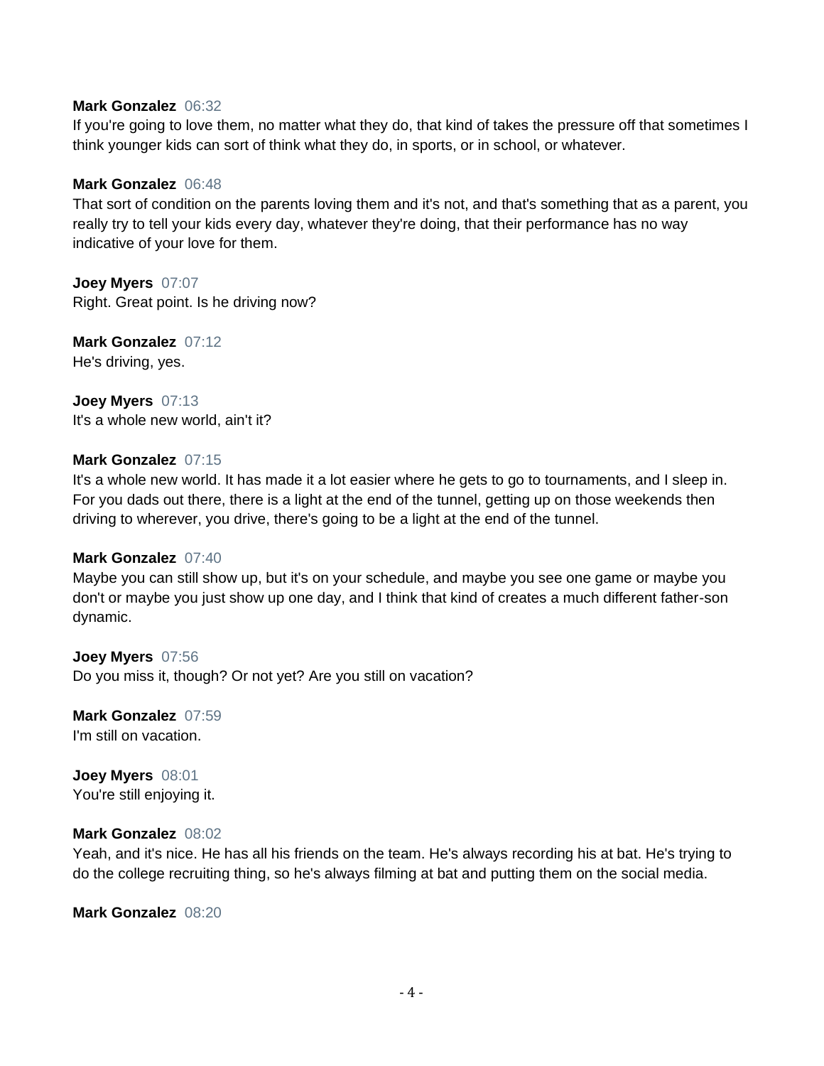**Mark Gonzalez** 06:32
If you're going to love them, no matter what they do, that kind of takes the pressure off that sometimes I think younger kids can sort of think what they do, in sports, or in school, or whatever.

**Mark Gonzalez** 06:48
That sort of condition on the parents loving them and it's not, and that's something that as a parent, you really try to tell your kids every day, whatever they're doing, that their performance has no way indicative of your love for them.

**Joey Myers** 07:07
Right. Great point. Is he driving now?

**Mark Gonzalez** 07:12
He's driving, yes.

**Joey Myers** 07:13
It's a whole new world, ain't it?

**Mark Gonzalez** 07:15
It's a whole new world. It has made it a lot easier where he gets to go to tournaments, and I sleep in. For you dads out there, there is a light at the end of the tunnel, getting up on those weekends then driving to wherever, you drive, there's going to be a light at the end of the tunnel.

**Mark Gonzalez** 07:40
Maybe you can still show up, but it's on your schedule, and maybe you see one game or maybe you don't or maybe you just show up one day, and I think that kind of creates a much different father-son dynamic.

**Joey Myers** 07:56
Do you miss it, though? Or not yet? Are you still on vacation?

**Mark Gonzalez** 07:59
I'm still on vacation.

**Joey Myers** 08:01
You're still enjoying it.

**Mark Gonzalez** 08:02
Yeah, and it's nice. He has all his friends on the team. He's always recording his at bat. He's trying to do the college recruiting thing, so he's always filming at bat and putting them on the social media.

**Mark Gonzalez** 08:20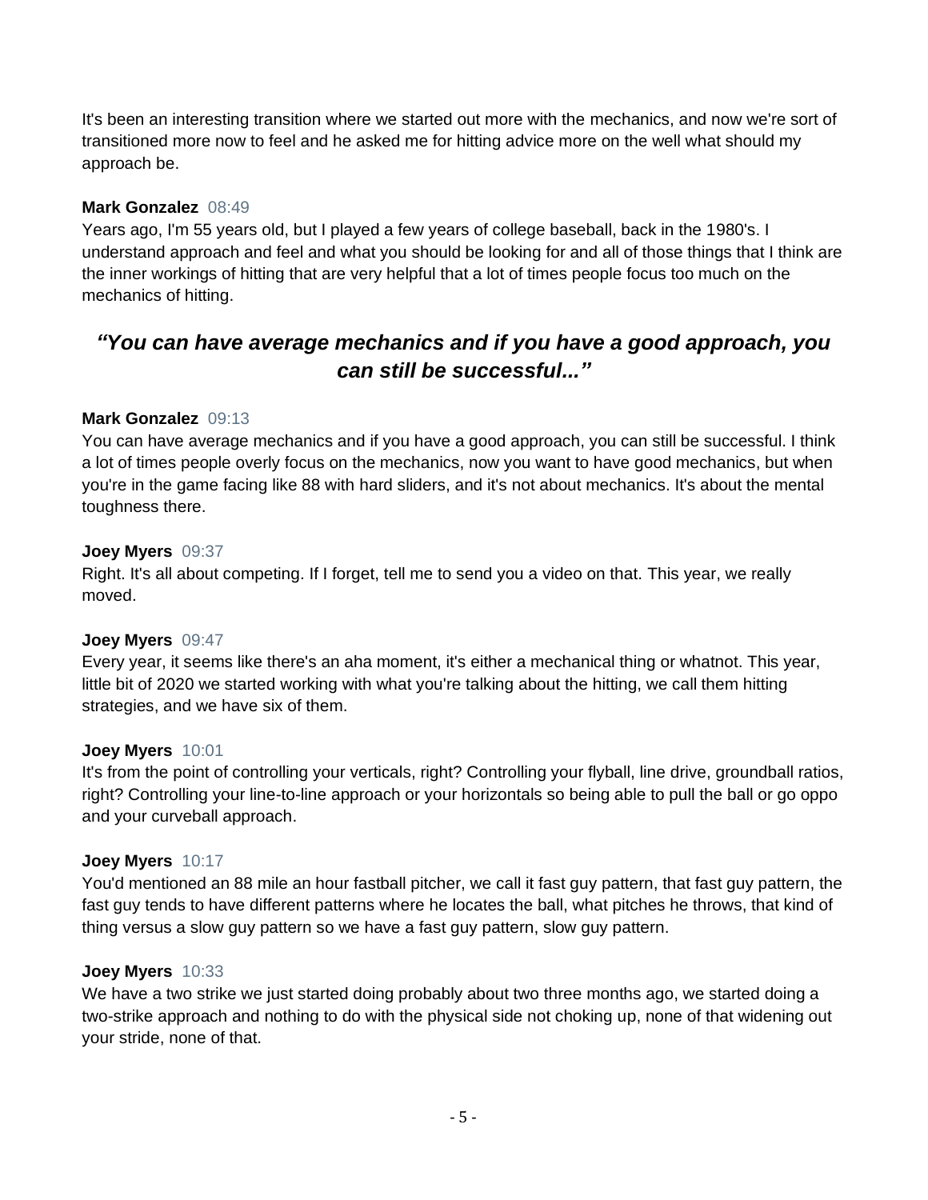It's been an interesting transition where we started out more with the mechanics, and now we're sort of transitioned more now to feel and he asked me for hitting advice more on the well what should my approach be.

**Mark Gonzalez** 08:49
Years ago, I'm 55 years old, but I played a few years of college baseball, back in the 1980's. I understand approach and feel and what you should be looking for and all of those things that I think are the inner workings of hitting that are very helpful that a lot of times people focus too much on the mechanics of hitting.

### *"You can have average mechanics and if you have a good approach, you can still be successful..."*

**Mark Gonzalez** 09:13
You can have average mechanics and if you have a good approach, you can still be successful. I think a lot of times people overly focus on the mechanics, now you want to have good mechanics, but when you're in the game facing like 88 with hard sliders, and it's not about mechanics. It's about the mental toughness there.

**Joey Myers** 09:37
Right. It's all about competing. If I forget, tell me to send you a video on that. This year, we really moved.

**Joey Myers** 09:47
Every year, it seems like there's an aha moment, it's either a mechanical thing or whatnot. This year, little bit of 2020 we started working with what you're talking about the hitting, we call them hitting strategies, and we have six of them.

**Joey Myers** 10:01
It's from the point of controlling your verticals, right? Controlling your flyball, line drive, groundball ratios, right? Controlling your line-to-line approach or your horizontals so being able to pull the ball or go oppo and your curveball approach.

**Joey Myers** 10:17
You'd mentioned an 88 mile an hour fastball pitcher, we call it fast guy pattern, that fast guy pattern, the fast guy tends to have different patterns where he locates the ball, what pitches he throws, that kind of thing versus a slow guy pattern so we have a fast guy pattern, slow guy pattern.

**Joey Myers** 10:33
We have a two strike we just started doing probably about two three months ago, we started doing a two-strike approach and nothing to do with the physical side not choking up, none of that widening out your stride, none of that.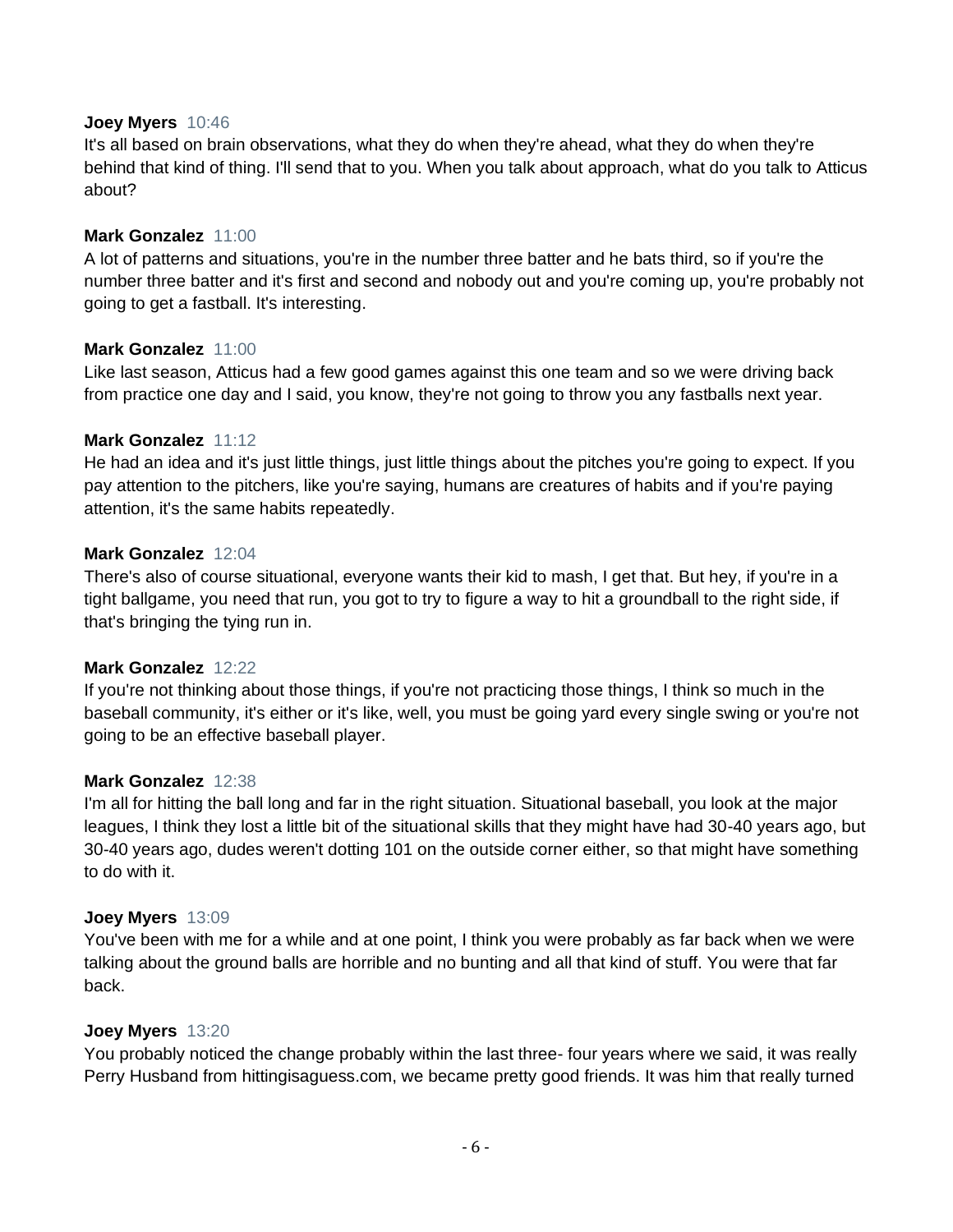**Joey Myers** 10:46
It's all based on brain observations, what they do when they're ahead, what they do when they're behind that kind of thing. I'll send that to you. When you talk about approach, what do you talk to Atticus about?

**Mark Gonzalez** 11:00
A lot of patterns and situations, you're in the number three batter and he bats third, so if you're the number three batter and it's first and second and nobody out and you're coming up, you're probably not going to get a fastball. It's interesting.

**Mark Gonzalez** 11:00
Like last season, Atticus had a few good games against this one team and so we were driving back from practice one day and I said, you know, they're not going to throw you any fastballs next year.

**Mark Gonzalez** 11:12
He had an idea and it's just little things, just little things about the pitches you're going to expect. If you pay attention to the pitchers, like you're saying, humans are creatures of habits and if you're paying attention, it's the same habits repeatedly.

**Mark Gonzalez** 12:04
There's also of course situational, everyone wants their kid to mash, I get that. But hey, if you're in a tight ballgame, you need that run, you got to try to figure a way to hit a groundball to the right side, if that's bringing the tying run in.

**Mark Gonzalez** 12:22
If you're not thinking about those things, if you're not practicing those things, I think so much in the baseball community, it's either or it's like, well, you must be going yard every single swing or you're not going to be an effective baseball player.

**Mark Gonzalez** 12:38
I'm all for hitting the ball long and far in the right situation. Situational baseball, you look at the major leagues, I think they lost a little bit of the situational skills that they might have had 30-40 years ago, but 30-40 years ago, dudes weren't dotting 101 on the outside corner either, so that might have something to do with it.

**Joey Myers** 13:09
You've been with me for a while and at one point, I think you were probably as far back when we were talking about the ground balls are horrible and no bunting and all that kind of stuff. You were that far back.

**Joey Myers** 13:20
You probably noticed the change probably within the last three- four years where we said, it was really Perry Husband from hittingisaguess.com, we became pretty good friends. It was him that really turned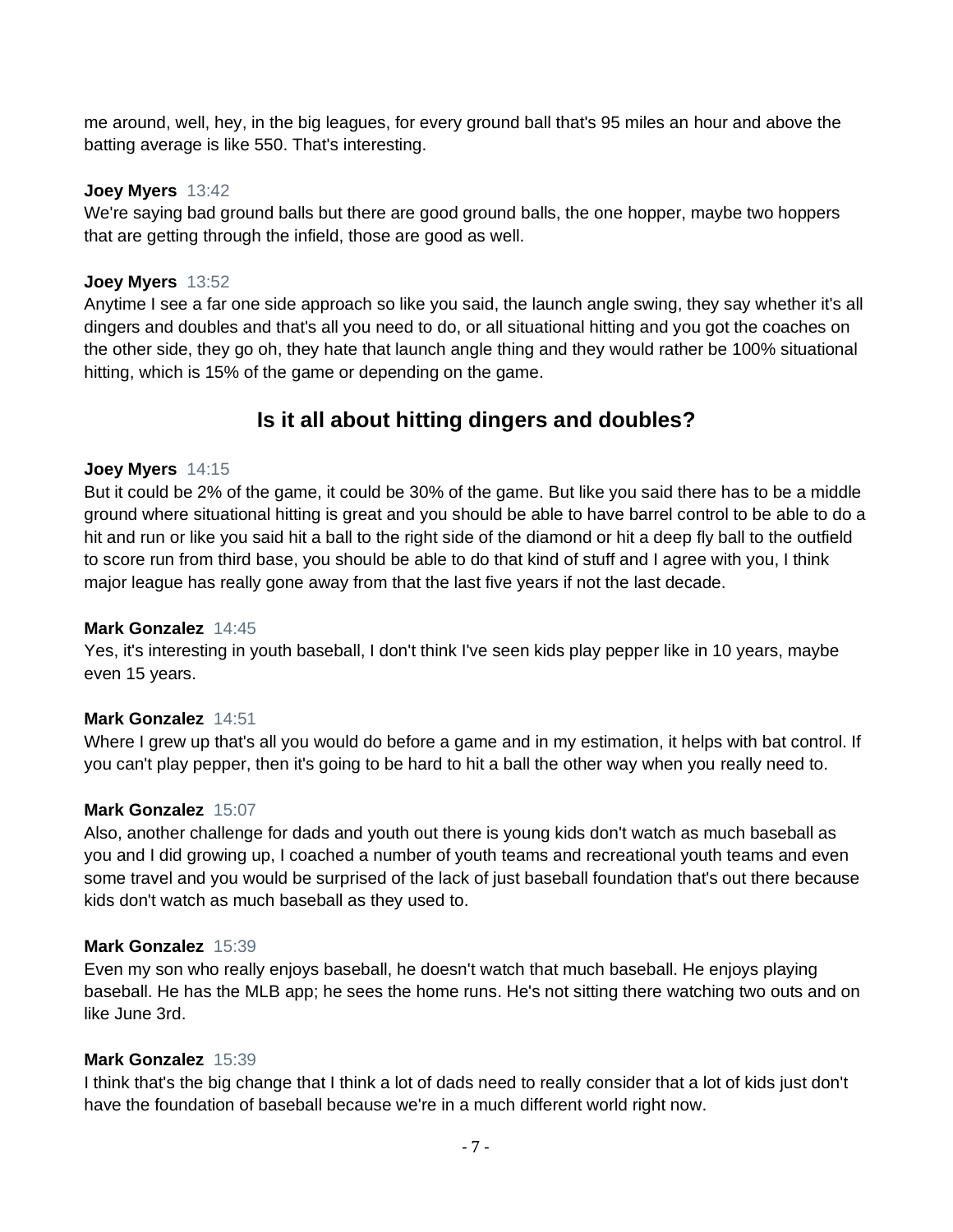me around, well, hey, in the big leagues, for every ground ball that's 95 miles an hour and above the batting average is like 550. That's interesting.

**Joey Myers** 13:42
We're saying bad ground balls but there are good ground balls, the one hopper, maybe two hoppers that are getting through the infield, those are good as well.

**Joey Myers** 13:52
Anytime I see a far one side approach so like you said, the launch angle swing, they say whether it's all dingers and doubles and that's all you need to do, or all situational hitting and you got the coaches on the other side, they go oh, they hate that launch angle thing and they would rather be 100% situational hitting, which is 15% of the game or depending on the game.

## Is it all about hitting dingers and doubles?

**Joey Myers** 14:15
But it could be 2% of the game, it could be 30% of the game. But like you said there has to be a middle ground where situational hitting is great and you should be able to have barrel control to be able to do a hit and run or like you said hit a ball to the right side of the diamond or hit a deep fly ball to the outfield to score run from third base, you should be able to do that kind of stuff and I agree with you, I think major league has really gone away from that the last five years if not the last decade.

**Mark Gonzalez** 14:45
Yes, it's interesting in youth baseball, I don't think I've seen kids play pepper like in 10 years, maybe even 15 years.

**Mark Gonzalez** 14:51
Where I grew up that's all you would do before a game and in my estimation, it helps with bat control. If you can't play pepper, then it's going to be hard to hit a ball the other way when you really need to.

**Mark Gonzalez** 15:07
Also, another challenge for dads and youth out there is young kids don't watch as much baseball as you and I did growing up, I coached a number of youth teams and recreational youth teams and even some travel and you would be surprised of the lack of just baseball foundation that's out there because kids don't watch as much baseball as they used to.

**Mark Gonzalez** 15:39
Even my son who really enjoys baseball, he doesn't watch that much baseball. He enjoys playing baseball. He has the MLB app; he sees the home runs. He's not sitting there watching two outs and on like June 3rd.

**Mark Gonzalez** 15:39
I think that's the big change that I think a lot of dads need to really consider that a lot of kids just don't have the foundation of baseball because we're in a much different world right now.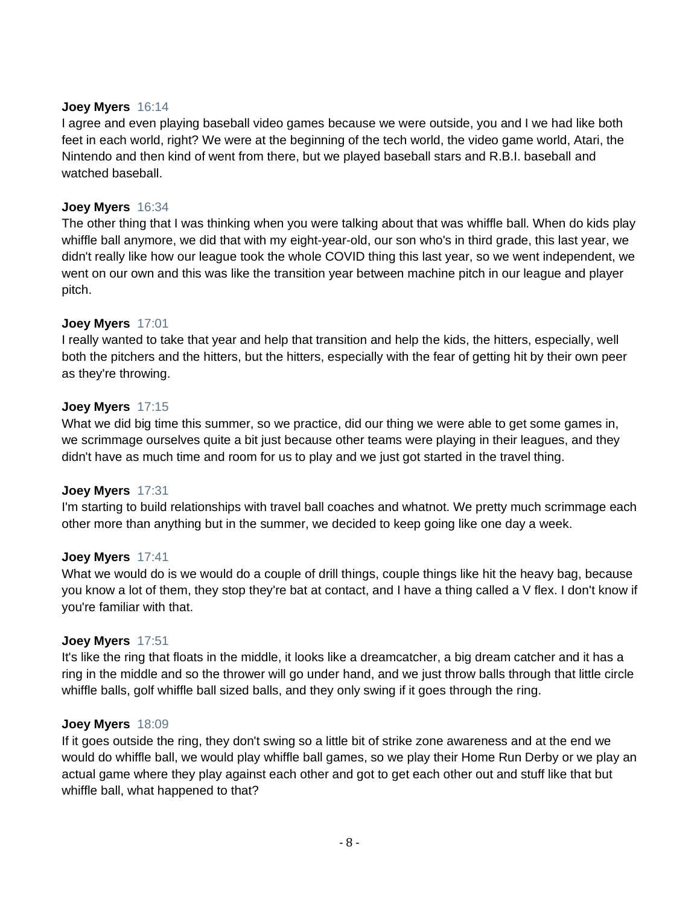**Joey Myers** 16:14
I agree and even playing baseball video games because we were outside, you and I we had like both feet in each world, right? We were at the beginning of the tech world, the video game world, Atari, the Nintendo and then kind of went from there, but we played baseball stars and R.B.I. baseball and watched baseball.

**Joey Myers** 16:34
The other thing that I was thinking when you were talking about that was whiffle ball. When do kids play whiffle ball anymore, we did that with my eight-year-old, our son who's in third grade, this last year, we didn't really like how our league took the whole COVID thing this last year, so we went independent, we went on our own and this was like the transition year between machine pitch in our league and player pitch.

**Joey Myers** 17:01
I really wanted to take that year and help that transition and help the kids, the hitters, especially, well both the pitchers and the hitters, but the hitters, especially with the fear of getting hit by their own peer as they're throwing.

**Joey Myers** 17:15
What we did big time this summer, so we practice, did our thing we were able to get some games in, we scrimmage ourselves quite a bit just because other teams were playing in their leagues, and they didn't have as much time and room for us to play and we just got started in the travel thing.

**Joey Myers** 17:31
I'm starting to build relationships with travel ball coaches and whatnot. We pretty much scrimmage each other more than anything but in the summer, we decided to keep going like one day a week.

**Joey Myers** 17:41
What we would do is we would do a couple of drill things, couple things like hit the heavy bag, because you know a lot of them, they stop they're bat at contact, and I have a thing called a V flex. I don't know if you're familiar with that.

**Joey Myers** 17:51
It's like the ring that floats in the middle, it looks like a dreamcatcher, a big dream catcher and it has a ring in the middle and so the thrower will go under hand, and we just throw balls through that little circle whiffle balls, golf whiffle ball sized balls, and they only swing if it goes through the ring.

**Joey Myers** 18:09
If it goes outside the ring, they don't swing so a little bit of strike zone awareness and at the end we would do whiffle ball, we would play whiffle ball games, so we play their Home Run Derby or we play an actual game where they play against each other and got to get each other out and stuff like that but whiffle ball, what happened to that?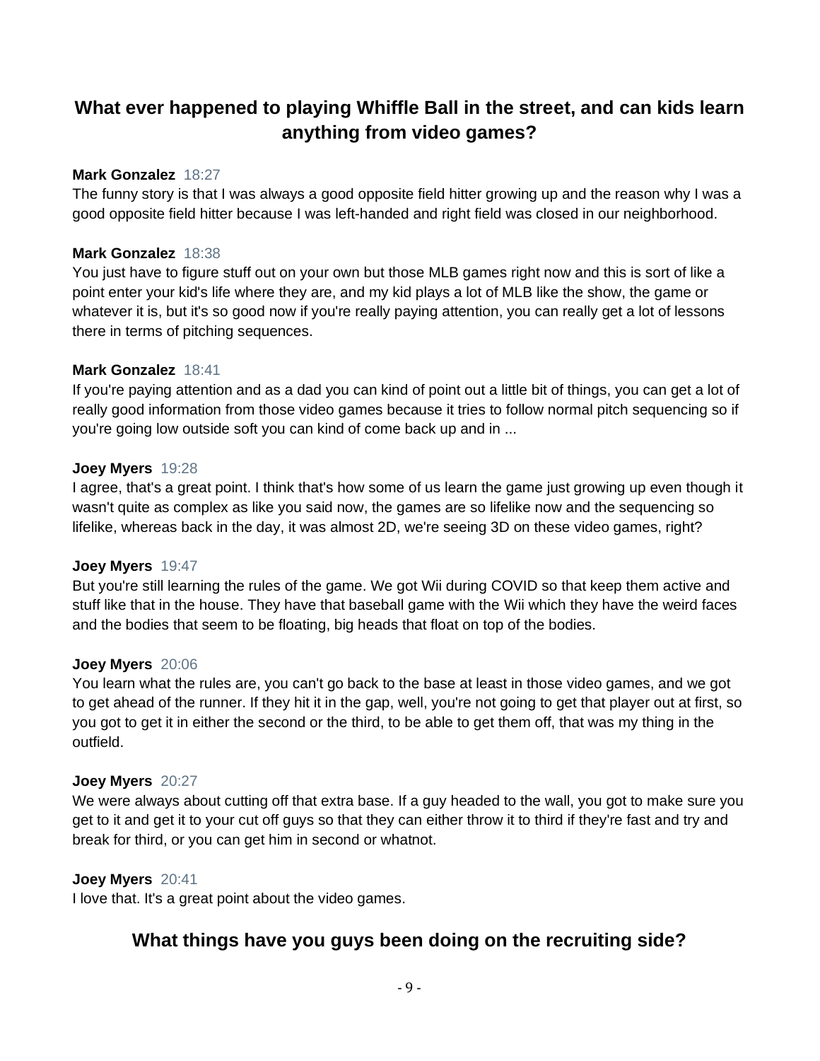## What ever happened to playing Whiffle Ball in the street, and can kids learn anything from video games?

**Mark Gonzalez** 18:27
The funny story is that I was always a good opposite field hitter growing up and the reason why I was a good opposite field hitter because I was left-handed and right field was closed in our neighborhood.

**Mark Gonzalez** 18:38
You just have to figure stuff out on your own but those MLB games right now and this is sort of like a point enter your kid's life where they are, and my kid plays a lot of MLB like the show, the game or whatever it is, but it's so good now if you're really paying attention, you can really get a lot of lessons there in terms of pitching sequences.

**Mark Gonzalez** 18:41
If you're paying attention and as a dad you can kind of point out a little bit of things, you can get a lot of really good information from those video games because it tries to follow normal pitch sequencing so if you're going low outside soft you can kind of come back up and in ...

**Joey Myers** 19:28
I agree, that's a great point. I think that's how some of us learn the game just growing up even though it wasn't quite as complex as like you said now, the games are so lifelike now and the sequencing so lifelike, whereas back in the day, it was almost 2D, we're seeing 3D on these video games, right?

**Joey Myers** 19:47
But you're still learning the rules of the game. We got Wii during COVID so that keep them active and stuff like that in the house. They have that baseball game with the Wii which they have the weird faces and the bodies that seem to be floating, big heads that float on top of the bodies.

**Joey Myers** 20:06
You learn what the rules are, you can't go back to the base at least in those video games, and we got to get ahead of the runner. If they hit it in the gap, well, you're not going to get that player out at first, so you got to get it in either the second or the third, to be able to get them off, that was my thing in the outfield.

**Joey Myers** 20:27
We were always about cutting off that extra base. If a guy headed to the wall, you got to make sure you get to it and get it to your cut off guys so that they can either throw it to third if they're fast and try and break for third, or you can get him in second or whatnot.

**Joey Myers** 20:41
I love that. It's a great point about the video games.

## What things have you guys been doing on the recruiting side?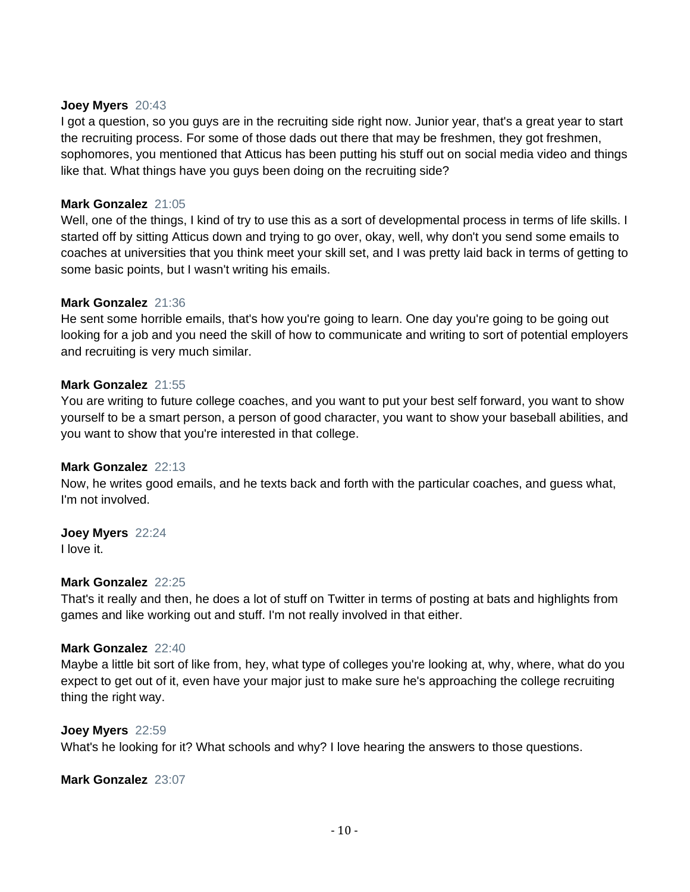**Joey Myers** 20:43
I got a question, so you guys are in the recruiting side right now. Junior year, that's a great year to start the recruiting process. For some of those dads out there that may be freshmen, they got freshmen, sophomores, you mentioned that Atticus has been putting his stuff out on social media video and things like that. What things have you guys been doing on the recruiting side?

**Mark Gonzalez** 21:05
Well, one of the things, I kind of try to use this as a sort of developmental process in terms of life skills. I started off by sitting Atticus down and trying to go over, okay, well, why don't you send some emails to coaches at universities that you think meet your skill set, and I was pretty laid back in terms of getting to some basic points, but I wasn't writing his emails.

**Mark Gonzalez** 21:36
He sent some horrible emails, that's how you're going to learn. One day you're going to be going out looking for a job and you need the skill of how to communicate and writing to sort of potential employers and recruiting is very much similar.

**Mark Gonzalez** 21:55
You are writing to future college coaches, and you want to put your best self forward, you want to show yourself to be a smart person, a person of good character, you want to show your baseball abilities, and you want to show that you're interested in that college.

**Mark Gonzalez** 22:13
Now, he writes good emails, and he texts back and forth with the particular coaches, and guess what, I'm not involved.

**Joey Myers** 22:24
I love it.

**Mark Gonzalez** 22:25
That's it really and then, he does a lot of stuff on Twitter in terms of posting at bats and highlights from games and like working out and stuff. I'm not really involved in that either.

**Mark Gonzalez** 22:40
Maybe a little bit sort of like from, hey, what type of colleges you're looking at, why, where, what do you expect to get out of it, even have your major just to make sure he's approaching the college recruiting thing the right way.

**Joey Myers** 22:59
What's he looking for it? What schools and why? I love hearing the answers to those questions.

**Mark Gonzalez** 23:07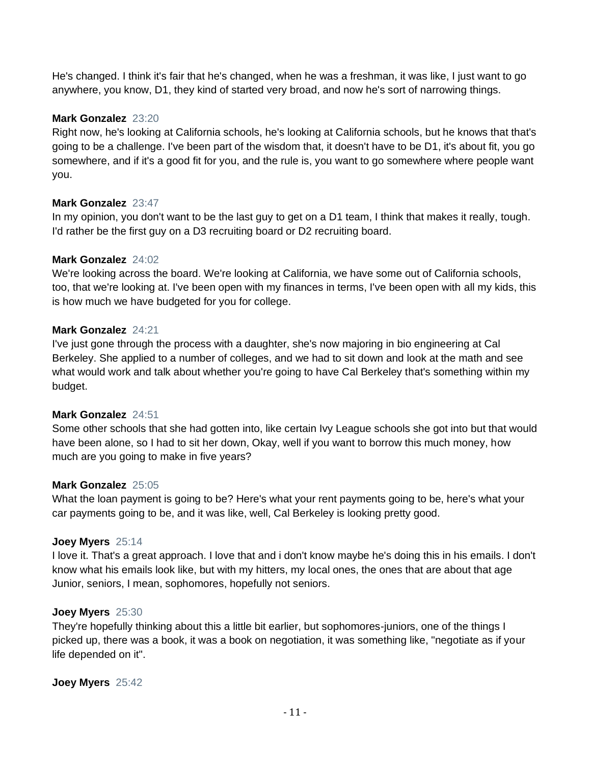He's changed. I think it's fair that he's changed, when he was a freshman, it was like, I just want to go anywhere, you know, D1, they kind of started very broad, and now he's sort of narrowing things.

**Mark Gonzalez** 23:20
Right now, he's looking at California schools, he's looking at California schools, but he knows that that's going to be a challenge. I've been part of the wisdom that, it doesn't have to be D1, it's about fit, you go somewhere, and if it's a good fit for you, and the rule is, you want to go somewhere where people want you.

**Mark Gonzalez** 23:47
In my opinion, you don't want to be the last guy to get on a D1 team, I think that makes it really, tough. I'd rather be the first guy on a D3 recruiting board or D2 recruiting board.

**Mark Gonzalez** 24:02
We're looking across the board. We're looking at California, we have some out of California schools, too, that we're looking at. I've been open with my finances in terms, I've been open with all my kids, this is how much we have budgeted for you for college.

**Mark Gonzalez** 24:21
I've just gone through the process with a daughter, she's now majoring in bio engineering at Cal Berkeley. She applied to a number of colleges, and we had to sit down and look at the math and see what would work and talk about whether you're going to have Cal Berkeley that's something within my budget.

**Mark Gonzalez** 24:51
Some other schools that she had gotten into, like certain Ivy League schools she got into but that would have been alone, so I had to sit her down, Okay, well if you want to borrow this much money, how much are you going to make in five years?

**Mark Gonzalez** 25:05
What the loan payment is going to be? Here's what your rent payments going to be, here's what your car payments going to be, and it was like, well, Cal Berkeley is looking pretty good.

**Joey Myers** 25:14
I love it. That's a great approach. I love that and i don't know maybe he's doing this in his emails. I don't know what his emails look like, but with my hitters, my local ones, the ones that are about that age Junior, seniors, I mean, sophomores, hopefully not seniors.

**Joey Myers** 25:30
They're hopefully thinking about this a little bit earlier, but sophomores-juniors, one of the things I picked up, there was a book, it was a book on negotiation, it was something like, "negotiate as if your life depended on it".

**Joey Myers** 25:42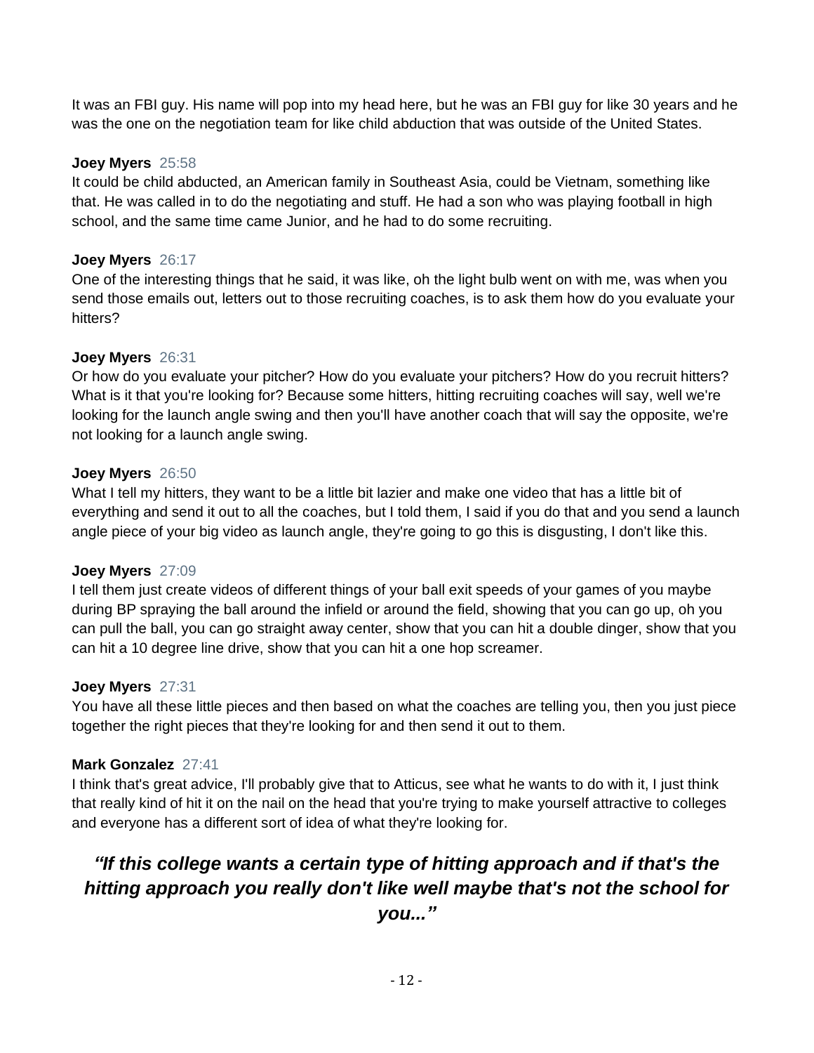It was an FBI guy. His name will pop into my head here, but he was an FBI guy for like 30 years and he was the one on the negotiation team for like child abduction that was outside of the United States.

**Joey Myers** 25:58
It could be child abducted, an American family in Southeast Asia, could be Vietnam, something like that. He was called in to do the negotiating and stuff. He had a son who was playing football in high school, and the same time came Junior, and he had to do some recruiting.

**Joey Myers** 26:17
One of the interesting things that he said, it was like, oh the light bulb went on with me, was when you send those emails out, letters out to those recruiting coaches, is to ask them how do you evaluate your hitters?

**Joey Myers** 26:31
Or how do you evaluate your pitcher? How do you evaluate your pitchers? How do you recruit hitters? What is it that you're looking for? Because some hitters, hitting recruiting coaches will say, well we're looking for the launch angle swing and then you'll have another coach that will say the opposite, we're not looking for a launch angle swing.

**Joey Myers** 26:50
What I tell my hitters, they want to be a little bit lazier and make one video that has a little bit of everything and send it out to all the coaches, but I told them, I said if you do that and you send a launch angle piece of your big video as launch angle, they're going to go this is disgusting, I don't like this.

**Joey Myers** 27:09
I tell them just create videos of different things of your ball exit speeds of your games of you maybe during BP spraying the ball around the infield or around the field, showing that you can go up, oh you can pull the ball, you can go straight away center, show that you can hit a double dinger, show that you can hit a 10 degree line drive, show that you can hit a one hop screamer.

**Joey Myers** 27:31
You have all these little pieces and then based on what the coaches are telling you, then you just piece together the right pieces that they're looking for and then send it out to them.

**Mark Gonzalez** 27:41
I think that's great advice, I'll probably give that to Atticus, see what he wants to do with it, I just think that really kind of hit it on the nail on the head that you're trying to make yourself attractive to colleges and everyone has a different sort of idea of what they're looking for.

### ***"If this college wants a certain type of hitting approach and if that's the hitting approach you really don't like well maybe that's not the school for you..."***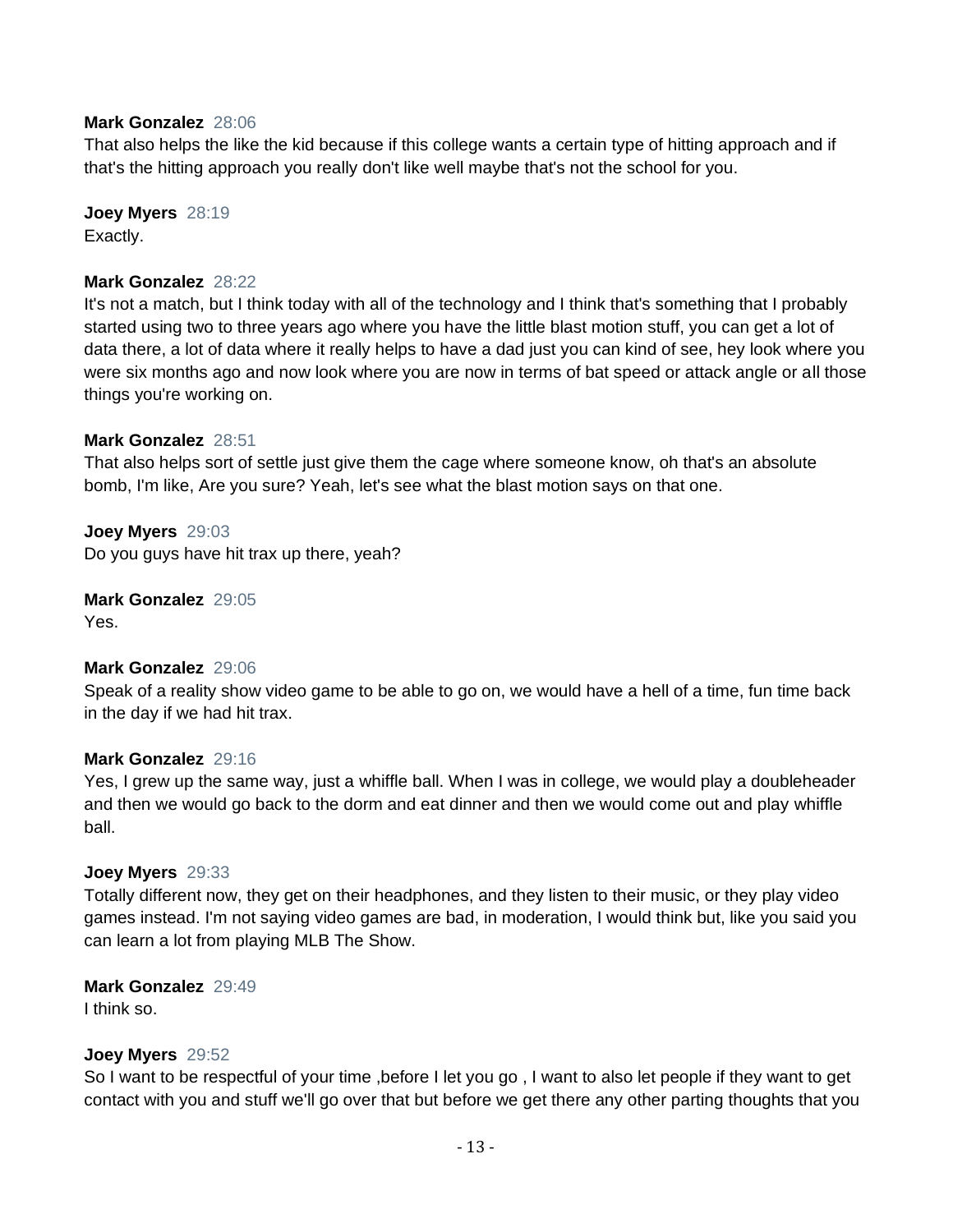**Mark Gonzalez** 28:06
That also helps the like the kid because if this college wants a certain type of hitting approach and if that's the hitting approach you really don't like well maybe that's not the school for you.

**Joey Myers** 28:19
Exactly.

**Mark Gonzalez** 28:22
It's not a match, but I think today with all of the technology and I think that's something that I probably started using two to three years ago where you have the little blast motion stuff, you can get a lot of data there, a lot of data where it really helps to have a dad just you can kind of see, hey look where you were six months ago and now look where you are now in terms of bat speed or attack angle or all those things you're working on.

**Mark Gonzalez** 28:51
That also helps sort of settle just give them the cage where someone know, oh that's an absolute bomb, I'm like, Are you sure? Yeah, let's see what the blast motion says on that one.

**Joey Myers** 29:03
Do you guys have hit trax up there, yeah?

**Mark Gonzalez** 29:05
Yes.

**Mark Gonzalez** 29:06
Speak of a reality show video game to be able to go on, we would have a hell of a time, fun time back in the day if we had hit trax.

**Mark Gonzalez** 29:16
Yes, I grew up the same way, just a whiffle ball. When I was in college, we would play a doubleheader and then we would go back to the dorm and eat dinner and then we would come out and play whiffle ball.

**Joey Myers** 29:33
Totally different now, they get on their headphones, and they listen to their music, or they play video games instead. I'm not saying video games are bad, in moderation, I would think but, like you said you can learn a lot from playing MLB The Show.

**Mark Gonzalez** 29:49
I think so.

**Joey Myers** 29:52
So I want to be respectful of your time ,before I let you go , I want to also let people if they want to get contact with you and stuff we'll go over that but before we get there any other parting thoughts that you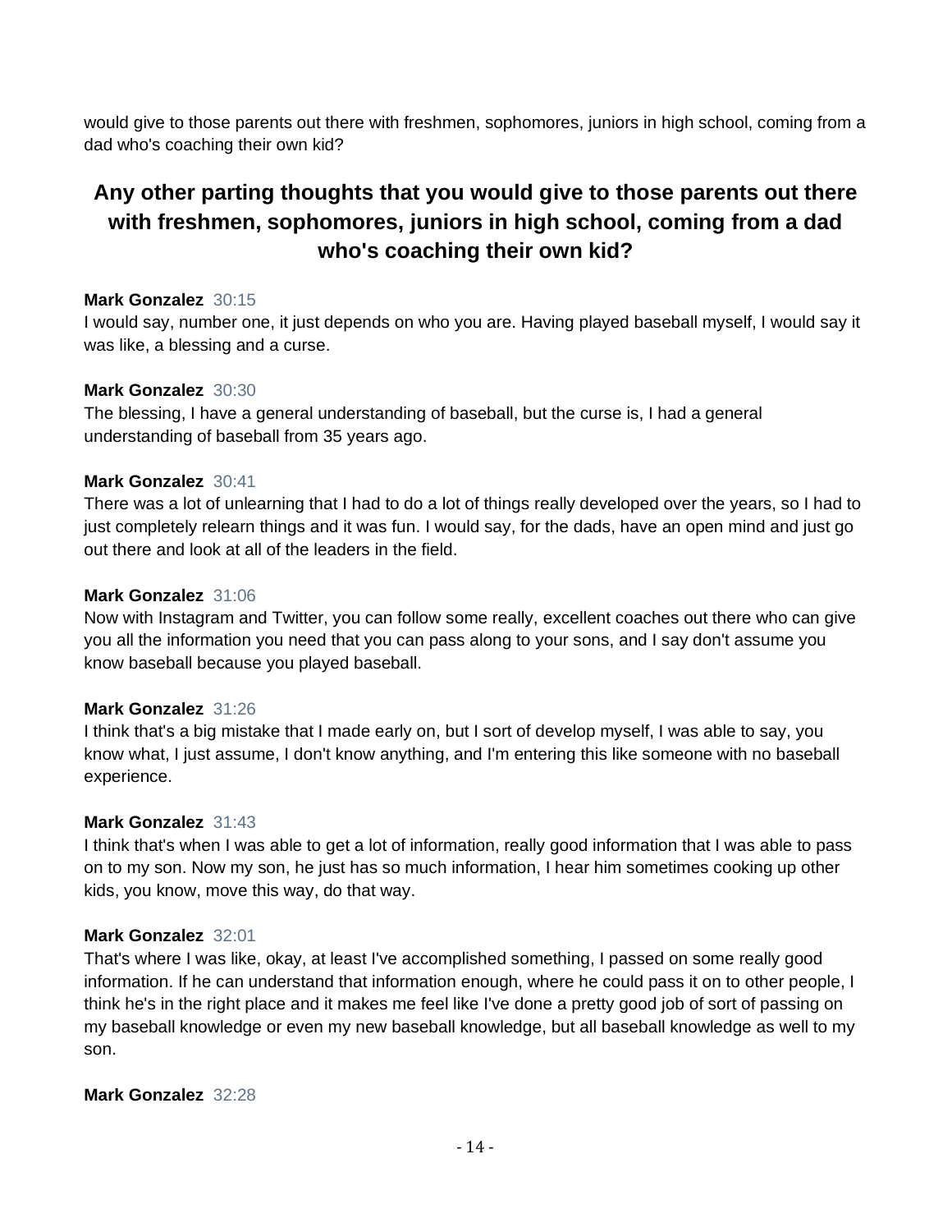would give to those parents out there with freshmen, sophomores, juniors in high school, coming from a dad who's coaching their own kid?

## Any other parting thoughts that you would give to those parents out there with freshmen, sophomores, juniors in high school, coming from a dad who's coaching their own kid?

**Mark Gonzalez** 30:15
I would say, number one, it just depends on who you are. Having played baseball myself, I would say it was like, a blessing and a curse.

**Mark Gonzalez** 30:30
The blessing, I have a general understanding of baseball, but the curse is, I had a general understanding of baseball from 35 years ago.

**Mark Gonzalez** 30:41
There was a lot of unlearning that I had to do a lot of things really developed over the years, so I had to just completely relearn things and it was fun. I would say, for the dads, have an open mind and just go out there and look at all of the leaders in the field.

**Mark Gonzalez** 31:06
Now with Instagram and Twitter, you can follow some really, excellent coaches out there who can give you all the information you need that you can pass along to your sons, and I say don't assume you know baseball because you played baseball.

**Mark Gonzalez** 31:26
I think that's a big mistake that I made early on, but I sort of develop myself, I was able to say, you know what, I just assume, I don't know anything, and I'm entering this like someone with no baseball experience.

**Mark Gonzalez** 31:43
I think that's when I was able to get a lot of information, really good information that I was able to pass on to my son. Now my son, he just has so much information, I hear him sometimes cooking up other kids, you know, move this way, do that way.

**Mark Gonzalez** 32:01
That's where I was like, okay, at least I've accomplished something, I passed on some really good information. If he can understand that information enough, where he could pass it on to other people, I think he's in the right place and it makes me feel like I've done a pretty good job of sort of passing on my baseball knowledge or even my new baseball knowledge, but all baseball knowledge as well to my son.

**Mark Gonzalez** 32:28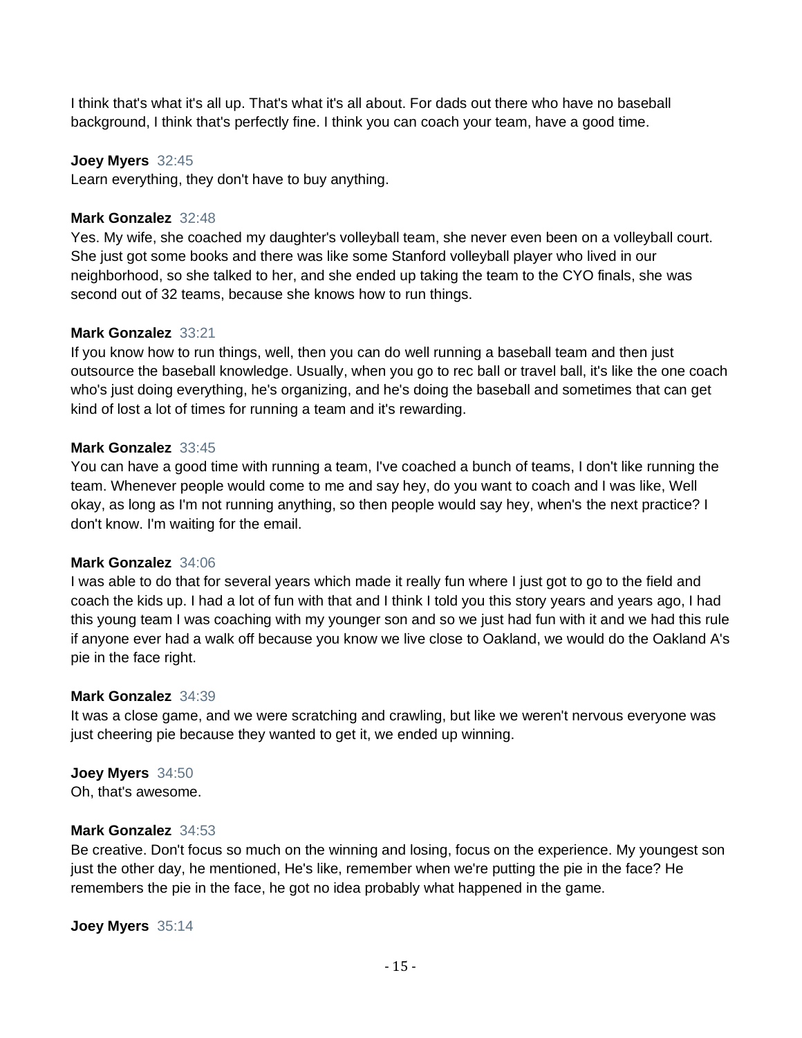I think that's what it's all up. That's what it's all about. For dads out there who have no baseball background, I think that's perfectly fine. I think you can coach your team, have a good time.

**Joey Myers** 32:45
Learn everything, they don't have to buy anything.

**Mark Gonzalez** 32:48
Yes. My wife, she coached my daughter's volleyball team, she never even been on a volleyball court. She just got some books and there was like some Stanford volleyball player who lived in our neighborhood, so she talked to her, and she ended up taking the team to the CYO finals, she was second out of 32 teams, because she knows how to run things.

**Mark Gonzalez** 33:21
If you know how to run things, well, then you can do well running a baseball team and then just outsource the baseball knowledge. Usually, when you go to rec ball or travel ball, it's like the one coach who's just doing everything, he's organizing, and he's doing the baseball and sometimes that can get kind of lost a lot of times for running a team and it's rewarding.

**Mark Gonzalez** 33:45
You can have a good time with running a team, I've coached a bunch of teams, I don't like running the team. Whenever people would come to me and say hey, do you want to coach and I was like, Well okay, as long as I'm not running anything, so then people would say hey, when's the next practice? I don't know. I'm waiting for the email.

**Mark Gonzalez** 34:06
I was able to do that for several years which made it really fun where I just got to go to the field and coach the kids up. I had a lot of fun with that and I think I told you this story years and years ago, I had this young team I was coaching with my younger son and so we just had fun with it and we had this rule if anyone ever had a walk off because you know we live close to Oakland, we would do the Oakland A's pie in the face right.

**Mark Gonzalez** 34:39
It was a close game, and we were scratching and crawling, but like we weren't nervous everyone was just cheering pie because they wanted to get it, we ended up winning.

**Joey Myers** 34:50
Oh, that's awesome.

**Mark Gonzalez** 34:53
Be creative. Don't focus so much on the winning and losing, focus on the experience. My youngest son just the other day, he mentioned, He's like, remember when we're putting the pie in the face? He remembers the pie in the face, he got no idea probably what happened in the game.

**Joey Myers** 35:14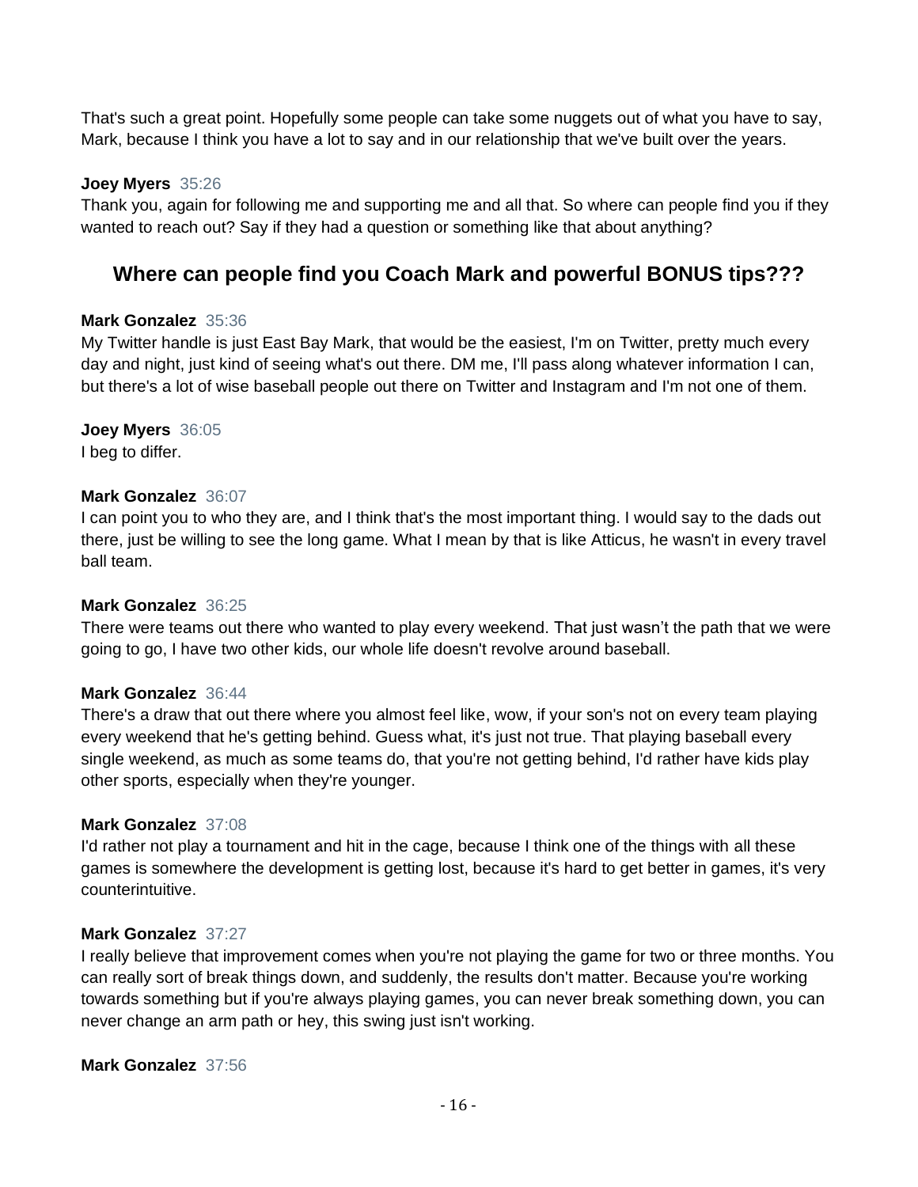That's such a great point. Hopefully some people can take some nuggets out of what you have to say, Mark, because I think you have a lot to say and in our relationship that we've built over the years.

**Joey Myers** 35:26
Thank you, again for following me and supporting me and all that. So where can people find you if they wanted to reach out? Say if they had a question or something like that about anything?

## Where can people find you Coach Mark and powerful BONUS tips???

**Mark Gonzalez** 35:36
My Twitter handle is just East Bay Mark, that would be the easiest, I'm on Twitter, pretty much every day and night, just kind of seeing what's out there. DM me, I'll pass along whatever information I can, but there's a lot of wise baseball people out there on Twitter and Instagram and I'm not one of them.

**Joey Myers** 36:05
I beg to differ.

**Mark Gonzalez** 36:07
I can point you to who they are, and I think that's the most important thing. I would say to the dads out there, just be willing to see the long game. What I mean by that is like Atticus, he wasn't in every travel ball team.

**Mark Gonzalez** 36:25
There were teams out there who wanted to play every weekend. That just wasn't the path that we were going to go, I have two other kids, our whole life doesn't revolve around baseball.

**Mark Gonzalez** 36:44
There's a draw that out there where you almost feel like, wow, if your son's not on every team playing every weekend that he's getting behind. Guess what, it's just not true. That playing baseball every single weekend, as much as some teams do, that you're not getting behind, I'd rather have kids play other sports, especially when they're younger.

**Mark Gonzalez** 37:08
I'd rather not play a tournament and hit in the cage, because I think one of the things with all these games is somewhere the development is getting lost, because it's hard to get better in games, it's very counterintuitive.

**Mark Gonzalez** 37:27
I really believe that improvement comes when you're not playing the game for two or three months. You can really sort of break things down, and suddenly, the results don't matter. Because you're working towards something but if you're always playing games, you can never break something down, you can never change an arm path or hey, this swing just isn't working.

**Mark Gonzalez** 37:56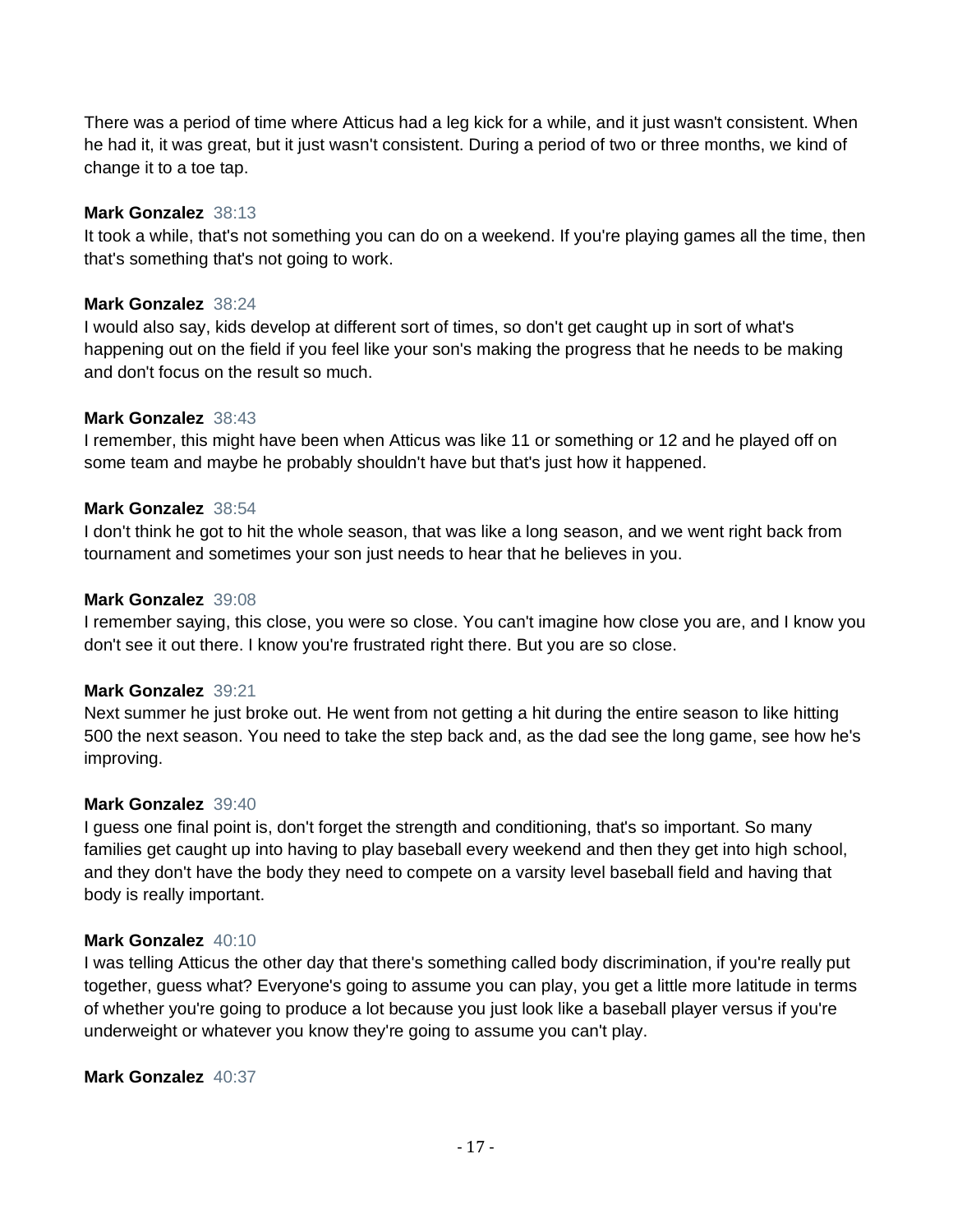There was a period of time where Atticus had a leg kick for a while, and it just wasn't consistent. When he had it, it was great, but it just wasn't consistent. During a period of two or three months, we kind of change it to a toe tap.

**Mark Gonzalez** 38:13
It took a while, that's not something you can do on a weekend. If you're playing games all the time, then that's something that's not going to work.

**Mark Gonzalez** 38:24
I would also say, kids develop at different sort of times, so don't get caught up in sort of what's happening out on the field if you feel like your son's making the progress that he needs to be making and don't focus on the result so much.

**Mark Gonzalez** 38:43
I remember, this might have been when Atticus was like 11 or something or 12 and he played off on some team and maybe he probably shouldn't have but that's just how it happened.

**Mark Gonzalez** 38:54
I don't think he got to hit the whole season, that was like a long season, and we went right back from tournament and sometimes your son just needs to hear that he believes in you.

**Mark Gonzalez** 39:08
I remember saying, this close, you were so close. You can't imagine how close you are, and I know you don't see it out there. I know you're frustrated right there. But you are so close.

**Mark Gonzalez** 39:21
Next summer he just broke out. He went from not getting a hit during the entire season to like hitting 500 the next season. You need to take the step back and, as the dad see the long game, see how he's improving.

**Mark Gonzalez** 39:40
I guess one final point is, don't forget the strength and conditioning, that's so important. So many families get caught up into having to play baseball every weekend and then they get into high school, and they don't have the body they need to compete on a varsity level baseball field and having that body is really important.

**Mark Gonzalez** 40:10
I was telling Atticus the other day that there's something called body discrimination, if you're really put together, guess what? Everyone's going to assume you can play, you get a little more latitude in terms of whether you're going to produce a lot because you just look like a baseball player versus if you're underweight or whatever you know they're going to assume you can't play.

**Mark Gonzalez** 40:37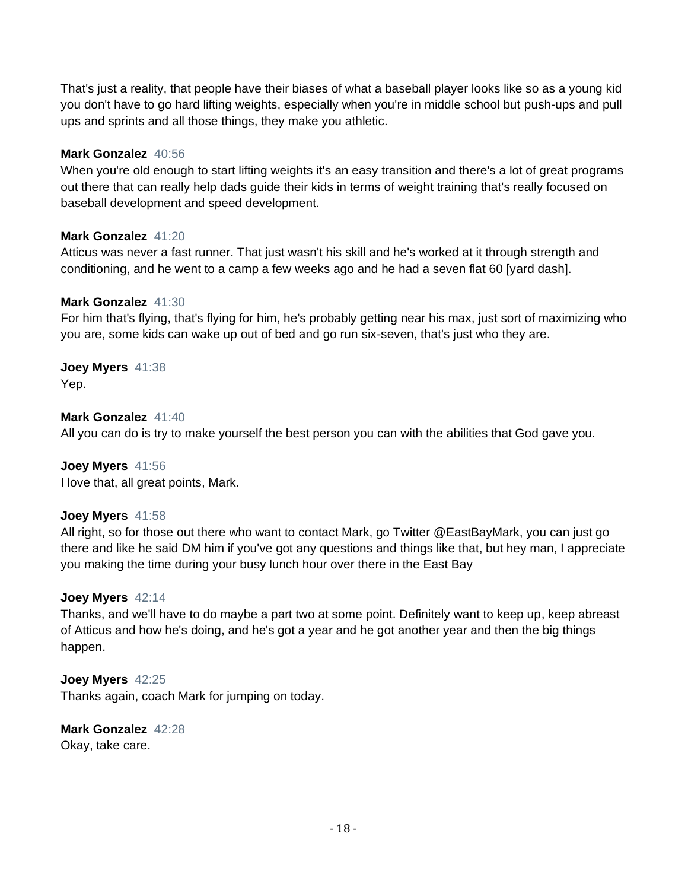That's just a reality, that people have their biases of what a baseball player looks like so as a young kid you don't have to go hard lifting weights, especially when you're in middle school but push-ups and pull ups and sprints and all those things, they make you athletic.

**Mark Gonzalez** 40:56
When you're old enough to start lifting weights it's an easy transition and there's a lot of great programs out there that can really help dads guide their kids in terms of weight training that's really focused on baseball development and speed development.

**Mark Gonzalez** 41:20
Atticus was never a fast runner. That just wasn't his skill and he's worked at it through strength and conditioning, and he went to a camp a few weeks ago and he had a seven flat 60 [yard dash].

**Mark Gonzalez** 41:30
For him that's flying, that's flying for him, he's probably getting near his max, just sort of maximizing who you are, some kids can wake up out of bed and go run six-seven, that's just who they are.

**Joey Myers** 41:38
Yep.

**Mark Gonzalez** 41:40
All you can do is try to make yourself the best person you can with the abilities that God gave you.

**Joey Myers** 41:56
I love that, all great points, Mark.

**Joey Myers** 41:58
All right, so for those out there who want to contact Mark, go Twitter @EastBayMark, you can just go there and like he said DM him if you've got any questions and things like that, but hey man, I appreciate you making the time during your busy lunch hour over there in the East Bay

**Joey Myers** 42:14
Thanks, and we'll have to do maybe a part two at some point. Definitely want to keep up, keep abreast of Atticus and how he's doing, and he's got a year and he got another year and then the big things happen.

**Joey Myers** 42:25
Thanks again, coach Mark for jumping on today.

**Mark Gonzalez** 42:28
Okay, take care.